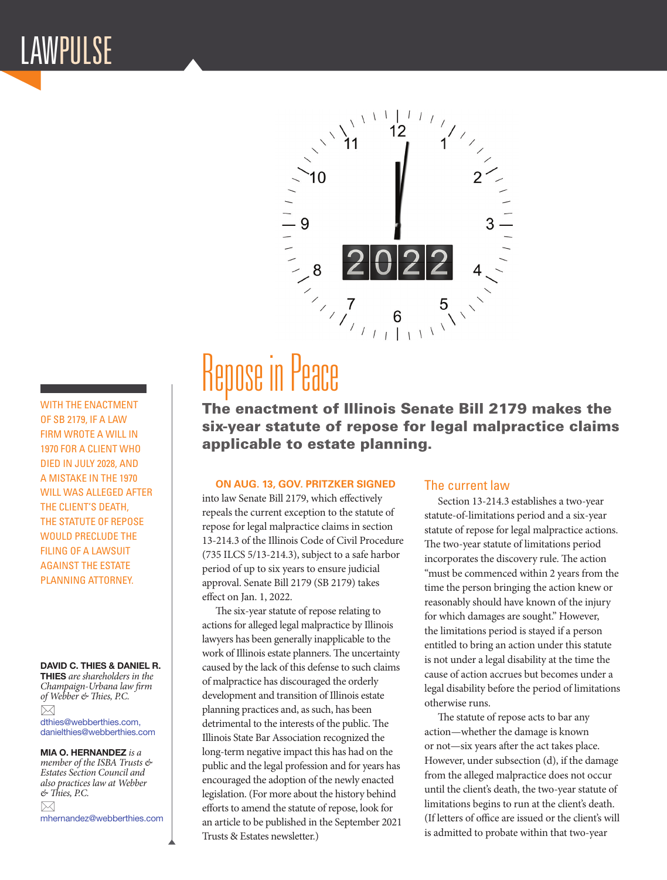# Repose in Peace

**The enactment of Illinois Senate Bill 2179 makes the six-year statute of repose for legal malpractice claims applicable to estate planning.**

WITH THE ENACTMENT OF SB 2179, IF A LAW FIRM WROTE A WILL IN 1970 FOR A CLIENT WHO DIED IN JULY 2028, AND A MISTAKE IN THE 1970 WILL WAS ALLEGED AFTER THE CLIENT'S DEATH, THE STATUTE OF REPOSE WOULD PRECLUDE THE FILING OF A LAWSUIT AGAINST THE ESTATE PLANNING ATTORNEY.

**DAVID C. THIES & DANIEL R. THIES** *are shareholders in the Champaign-Urbana law firm of Webber & Thies, P.C.*

dthies@webberthies.com, danielthies@webberthies.com

**MIA O. HERNANDEZ** *is a member of the ISBA Trusts & Estates Section Council and also practices law at Webber & Thies, P.C.*

mhernandez@webberthies.com

**ON AUG. 13, GOV. PRITZKER SIGNED** into law Senate Bill 2179, which effectively repeals the current exception to the statute of repose for legal malpractice claims in section 13-214.3 of the Illinois Code of Civil Procedure (735 ILCS 5/13-214.3), subject to a safe harbor period of up to six years to ensure judicial approval. Senate Bill 2179 (SB 2179) takes effect on Jan. 1, 2022.

The six-year statute of repose relating to actions for alleged legal malpractice by Illinois lawyers has been generally inapplicable to the work of Illinois estate planners. The uncertainty caused by the lack of this defense to such claims of malpractice has discouraged the orderly development and transition of Illinois estate planning practices and, as such, has been detrimental to the interests of the public. The Illinois State Bar Association recognized the long-term negative impact this has had on the public and the legal profession and for years has encouraged the adoption of the newly enacted legislation. (For more about the history behind efforts to amend the statute of repose, look for an article to be published in the September 2021 Trusts & Estates newsletter.)

## The current law

Section 13-214.3 establishes a two-year statute-of-limitations period and a six-year statute of repose for legal malpractice actions. The two-year statute of limitations period incorporates the discovery rule. The action "must be commenced within 2 years from the time the person bringing the action knew or reasonably should have known of the injury for which damages are sought." However, the limitations period is stayed if a person entitled to bring an action under this statute is not under a legal disability at the time the cause of action accrues but becomes under a legal disability before the period of limitations otherwise runs.

The statute of repose acts to bar any action—whether the damage is known or not—six years after the act takes place. However, under subsection (d), if the damage from the alleged malpractice does not occur until the client's death, the two-year statute of limitations begins to run at the client's death. (If letters of office are issued or the client's will is admitted to probate within that two-year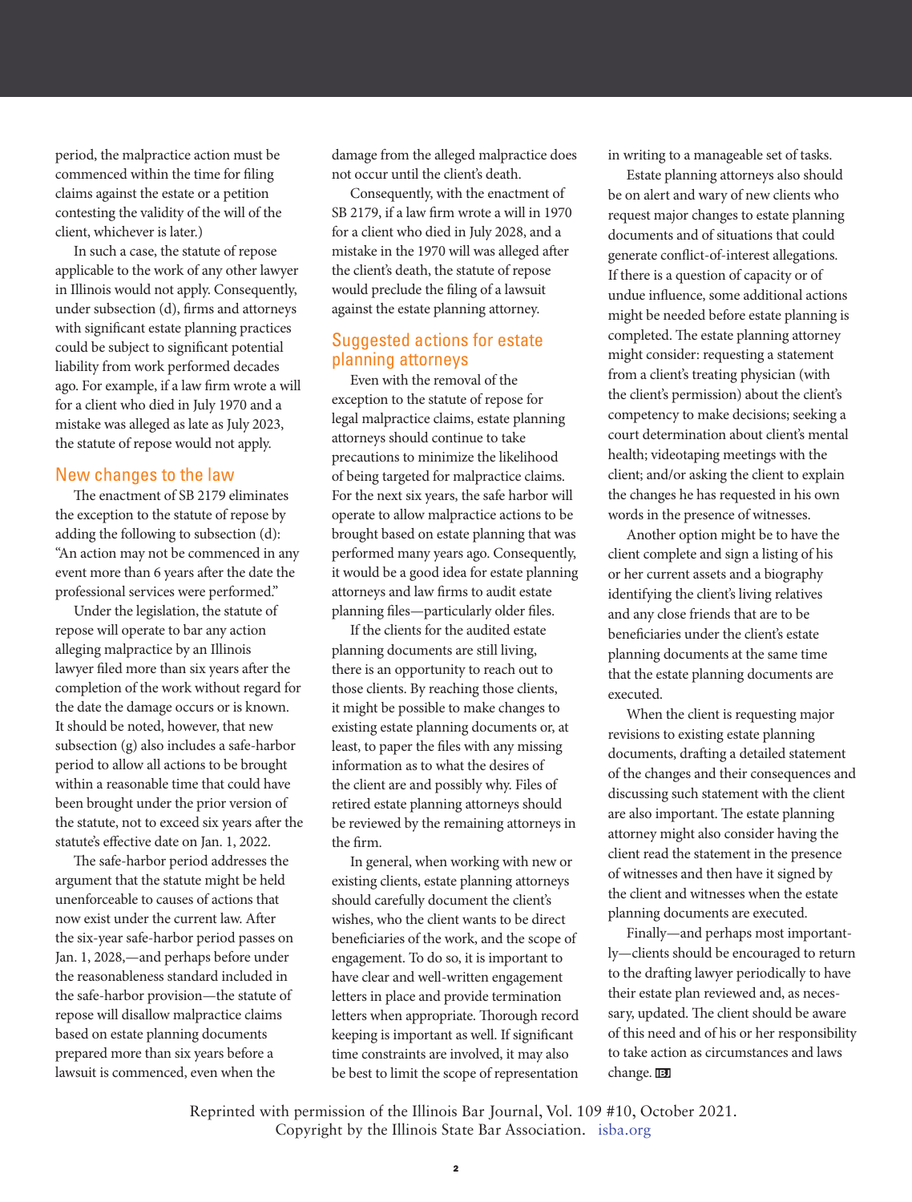period, the malpractice action must be commenced within the time for filing claims against the estate or a petition contesting the validity of the will of the client, whichever is later.)

In such a case, the statute of repose applicable to the work of any other lawyer in Illinois would not apply. Consequently, under subsection (d), firms and attorneys with significant estate planning practices could be subject to significant potential liability from work performed decades ago. For example, if a law firm wrote a will for a client who died in July 1970 and a mistake was alleged as late as July 2023, the statute of repose would not apply.

## New changes to the law

The enactment of SB 2179 eliminates the exception to the statute of repose by adding the following to subsection (d): "An action may not be commenced in any event more than 6 years after the date the professional services were performed."

Under the legislation, the statute of repose will operate to bar any action alleging malpractice by an Illinois lawyer filed more than six years after the completion of the work without regard for the date the damage occurs or is known. It should be noted, however, that new subsection (g) also includes a safe-harbor period to allow all actions to be brought within a reasonable time that could have been brought under the prior version of the statute, not to exceed six years after the statute's effective date on Jan. 1, 2022.

The safe-harbor period addresses the argument that the statute might be held unenforceable to causes of actions that now exist under the current law. After the six-year safe-harbor period passes on Jan. 1, 2028,—and perhaps before under the reasonableness standard included in the safe-harbor provision—the statute of repose will disallow malpractice claims based on estate planning documents prepared more than six years before a lawsuit is commenced, even when the damage from the alleged malpractice does not occur until the client's death.

Consequently, with the enactment of SB 2179, if a law firm wrote a will in 1970 for a client who died in July 2028, and a mistake in the 1970 will was alleged after the client's death, the statute of repose would preclude the filing of a lawsuit against the estate planning attorney.

## Suggested actions for estate planning attorneys

Even with the removal of the exception to the statute of repose for legal malpractice claims, estate planning attorneys should continue to take precautions to minimize the likelihood of being targeted for malpractice claims. For the next six years, the safe harbor will operate to allow malpractice actions to be brought based on estate planning that was performed many years ago. Consequently, it would be a good idea for estate planning attorneys and law firms to audit estate planning files—particularly older files.

If the clients for the audited estate planning documents are still living, there is an opportunity to reach out to those clients. By reaching those clients, it might be possible to make changes to existing estate planning documents or, at least, to paper the files with any missing information as to what the desires of the client are and possibly why. Files of retired estate planning attorneys should be reviewed by the remaining attorneys in the firm.

In general, when working with new or existing clients, estate planning attorneys should carefully document the client's wishes, who the client wants to be direct beneficiaries of the work, and the scope of engagement. To do so, it is important to have clear and well-written engagement letters in place and provide termination letters when appropriate. Thorough record keeping is important as well. If significant time constraints are involved, it may also be best to limit the scope of representation in writing to a manageable set of tasks.

Estate planning attorneys also should be on alert and wary of new clients who request major changes to estate planning documents and of situations that could generate conflict-of-interest allegations. If there is a question of capacity or of undue influence, some additional actions might be needed before estate planning is completed. The estate planning attorney might consider: requesting a statement from a client's treating physician (with the client's permission) about the client's competency to make decisions; seeking a court determination about client's mental health; videotaping meetings with the client; and/or asking the client to explain the changes he has requested in his own words in the presence of witnesses.

Another option might be to have the client complete and sign a listing of his or her current assets and a biography identifying the client's living relatives and any close friends that are to be beneficiaries under the client's estate planning documents at the same time that the estate planning documents are executed.

When the client is requesting major revisions to existing estate planning documents, drafting a detailed statement of the changes and their consequences and discussing such statement with the client are also important. The estate planning attorney might also consider having the client read the statement in the presence of witnesses and then have it signed by the client and witnesses when the estate planning documents are executed.

Finally—and perhaps most importantly—clients should be encouraged to return to the drafting lawyer periodically to have their estate plan reviewed and, as necessary, updated. The client should be aware of this need and of his or her responsibility to take action as circumstances and laws change. IBJ

Reprinted with permission of the Illinois Bar Journal, Vol. 109 #10, October 2021. Copyright by the Illinois State Bar Association. isba.org